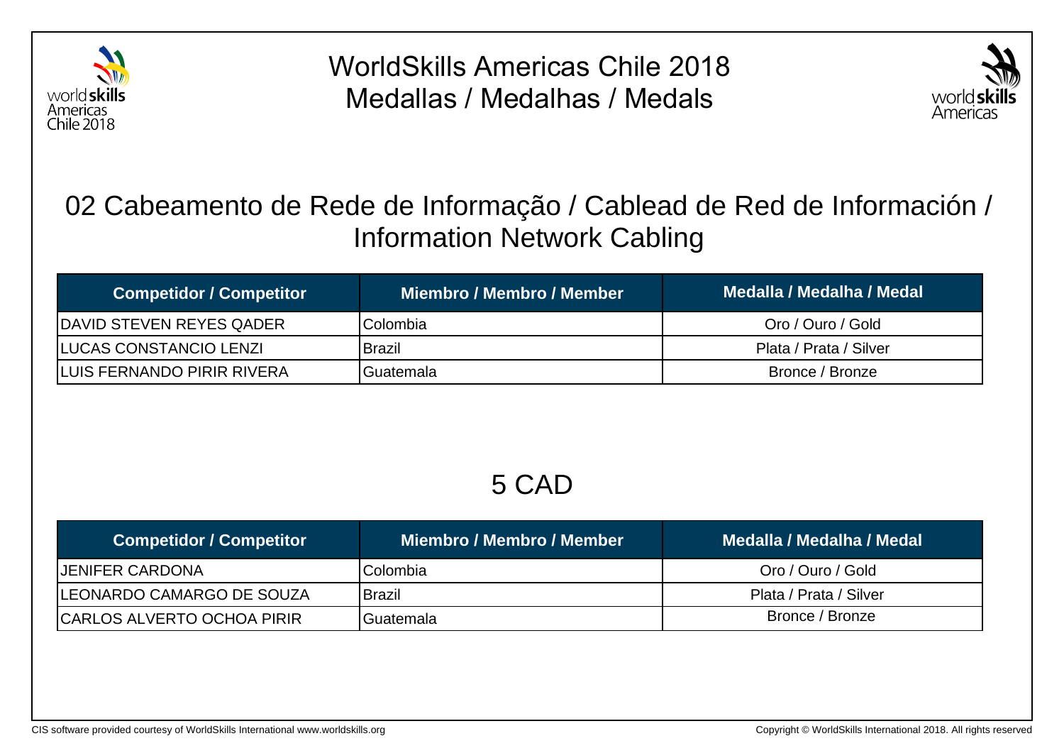# WorldSkills Americas Chile 2018
# Medallas / Medalhas / Medals

## 02 Cabeamento de Rede de Informação / Cablead de Red de Información / Information Network Cabling

| Competidor / Competitor | Miembro / Membro / Member | Medalla / Medalha / Medal |
|---|---|---|
| DAVID STEVEN REYES QADER | Colombia | Oro / Ouro / Gold |
| LUCAS CONSTANCIO LENZI | Brazil | Plata / Prata / Silver |
| LUIS FERNANDO PIRIR RIVERA | Guatemala | Bronce / Bronze |

## 5 CAD

| Competidor / Competitor | Miembro / Membro / Member | Medalla / Medalha / Medal |
|---|---|---|
| JENIFER CARDONA | Colombia | Oro / Ouro / Gold |
| LEONARDO CAMARGO DE SOUZA | Brazil | Plata / Prata / Silver |
| CARLOS ALVERTO OCHOA PIRIR | Guatemala | Bronce / Bronze |

CIS software provided courtesy of WorldSkills International www.worldskills.org

Copyright © WorldSkills International 2018. All rights reserved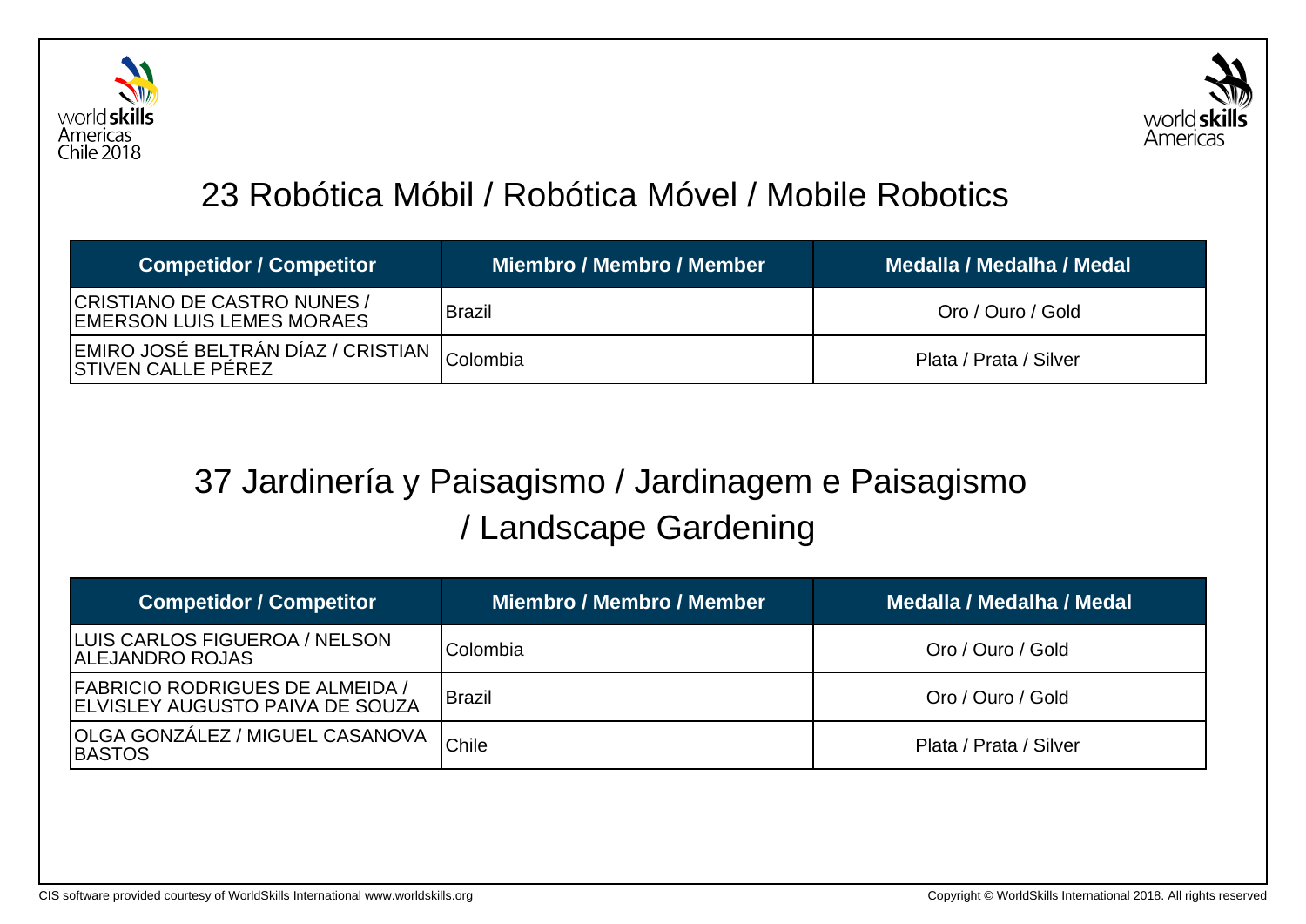## 23 Robótica Móbil / Robótica Móvel / Mobile Robotics

| Competidor / Competitor | Miembro / Membro / Member | Medalla / Medalha / Medal |
| --- | --- | --- |
| CRISTIANO DE CASTRO NUNES / EMERSON LUIS LEMES MORAES | Brazil | Oro / Ouro / Gold |
| EMIRO JOSÉ BELTRÁN DÍAZ / CRISTIAN STIVEN CALLE PÉREZ | Colombia | Plata / Prata / Silver |

## 37 Jardinería y Paisagismo / Jardinagem e Paisagismo / Landscape Gardening

| Competidor / Competitor | Miembro / Membro / Member | Medalla / Medalha / Medal |
| --- | --- | --- |
| LUIS CARLOS FIGUEROA / NELSON ALEJANDRO ROJAS | Colombia | Oro / Ouro / Gold |
| FABRICIO RODRIGUES DE ALMEIDA / ELVISLEY AUGUSTO PAIVA DE SOUZA | Brazil | Oro / Ouro / Gold |
| OLGA GONZÁLEZ / MIGUEL CASANOVA BASTOS | Chile | Plata / Prata / Silver |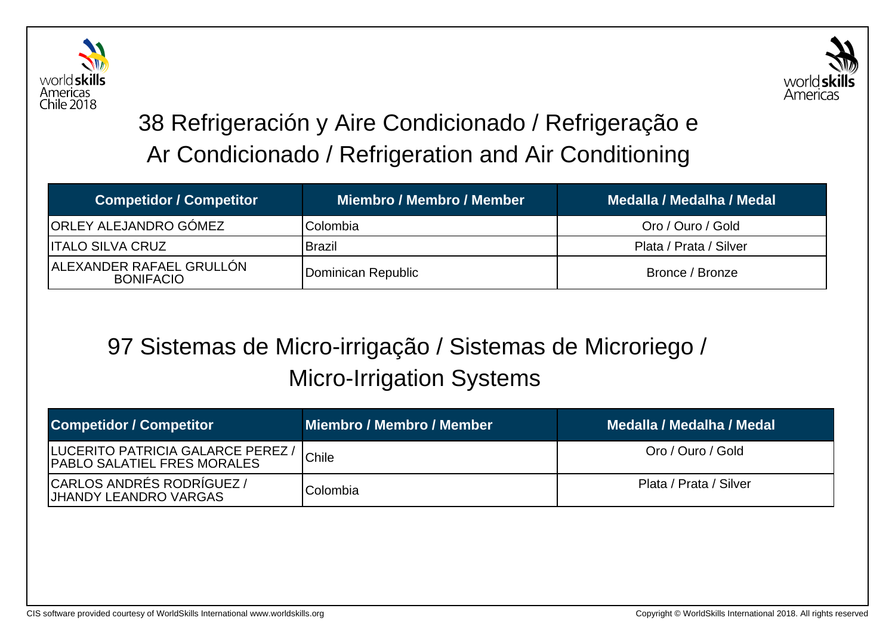# 38 Refrigeración y Aire Condicionado / Refrigeração e Ar Condicionado / Refrigeration and Air Conditioning

| Competidor / Competitor | Miembro / Membro / Member | Medalla / Medalha / Medal |
|---|---|---|
| ORLEY ALEJANDRO GÓMEZ | Colombia | Oro / Ouro / Gold |
| ITALO SILVA CRUZ | Brazil | Plata / Prata / Silver |
| ALEXANDER RAFAEL GRULLÓN BONIFACIO | Dominican Republic | Bronce / Bronze |

# 97 Sistemas de Micro-irrigação / Sistemas de Microriego / Micro-Irrigation Systems

| Competidor / Competitor | Miembro / Membro / Member | Medalla / Medalha / Medal |
|---|---|---|
| LUCERITO PATRICIA GALARCE PEREZ / PABLO SALATIEL FRES MORALES | Chile | Oro / Ouro / Gold |
| CARLOS ANDRÉS RODRÍGUEZ / JHANDY LEANDRO VARGAS | Colombia | Plata / Prata / Silver |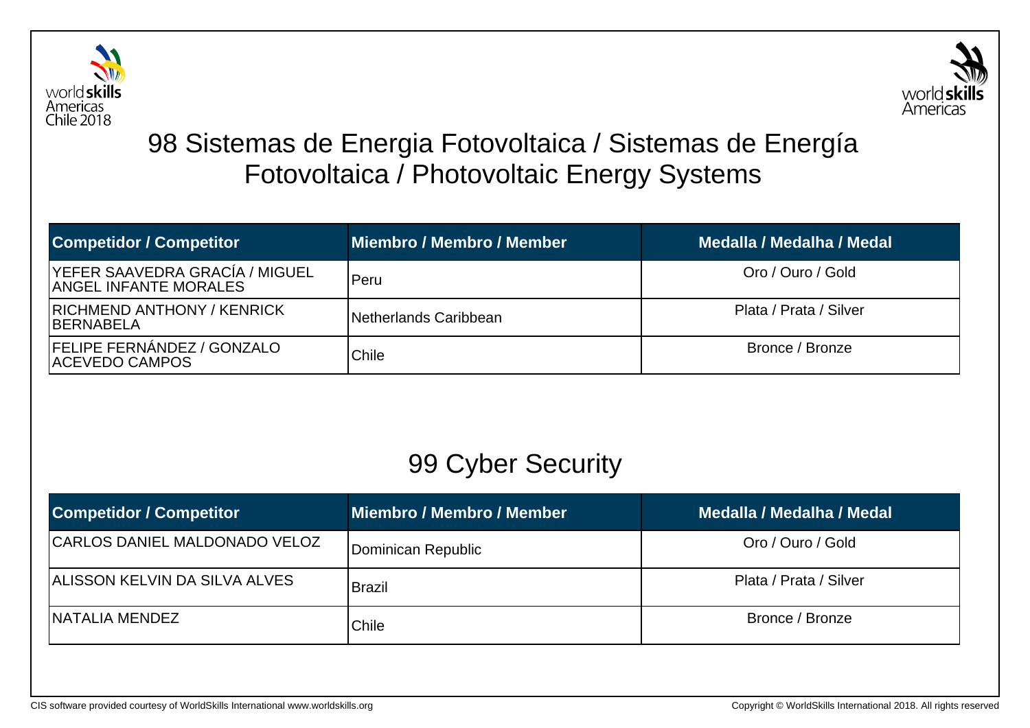# 98 Sistemas de Energia Fotovoltaica / Sistemas de Energía Fotovoltaica / Photovoltaic Energy Systems

| Competidor / Competitor | Miembro / Membro / Member | Medalla / Medalha / Medal |
| --- | --- | --- |
| YEFER SAAVEDRA GRACÍA / MIGUEL ANGEL INFANTE MORALES | Peru | Oro / Ouro / Gold |
| RICHMEND ANTHONY / KENRICK BERNABELA | Netherlands Caribbean | Plata / Prata / Silver |
| FELIPE FERNÁNDEZ / GONZALO ACEVEDO CAMPOS | Chile | Bronce / Bronze |

# 99 Cyber Security

| Competidor / Competitor | Miembro / Membro / Member | Medalla / Medalha / Medal |
| --- | --- | --- |
| CARLOS DANIEL MALDONADO VELOZ | Dominican Republic | Oro / Ouro / Gold |
| ALISSON KELVIN DA SILVA ALVES | Brazil | Plata / Prata / Silver |
| NATALIA MENDEZ | Chile | Bronce / Bronze |